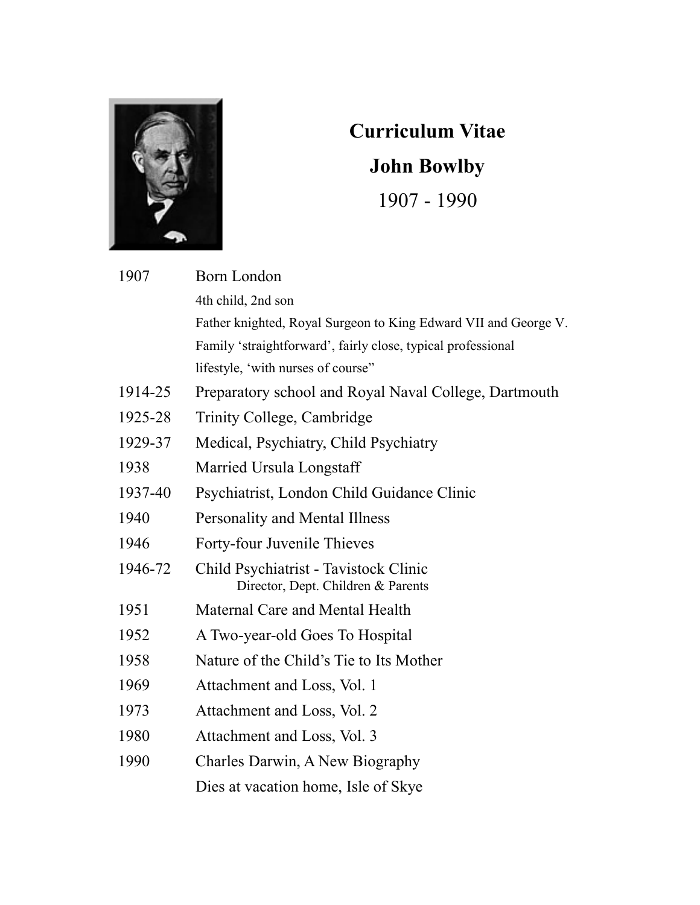# Curriculum Vitae

# John Bowlby

1907 - 1990

| | |
|---|---|
| 1907 | Born London |
| | 4th child, 2nd son |
| | Father knighted, Royal Surgeon to King Edward VII and George V. |
| | Family 'straightforward', fairly close, typical professional lifestyle, 'with nurses of course" |
| 1914-25 | Preparatory school and Royal Naval College, Dartmouth |
| 1925-28 | Trinity College, Cambridge |
| 1929-37 | Medical, Psychiatry, Child Psychiatry |
| 1938 | Married Ursula Longstaff |
| 1937-40 | Psychiatrist, London Child Guidance Clinic |
| 1940 | Personality and Mental Illness |
| 1946 | Forty-four Juvenile Thieves |
| 1946-72 | Child Psychiatrist - Tavistock Clinic<br>Director, Dept. Children & Parents |
| 1951 | Maternal Care and Mental Health |
| 1952 | A Two-year-old Goes To Hospital |
| 1958 | Nature of the Child's Tie to Its Mother |
| 1969 | Attachment and Loss, Vol. 1 |
| 1973 | Attachment and Loss, Vol. 2 |
| 1980 | Attachment and Loss, Vol. 3 |
| 1990 | Charles Darwin, A New Biography |
| | Dies at vacation home, Isle of Skye |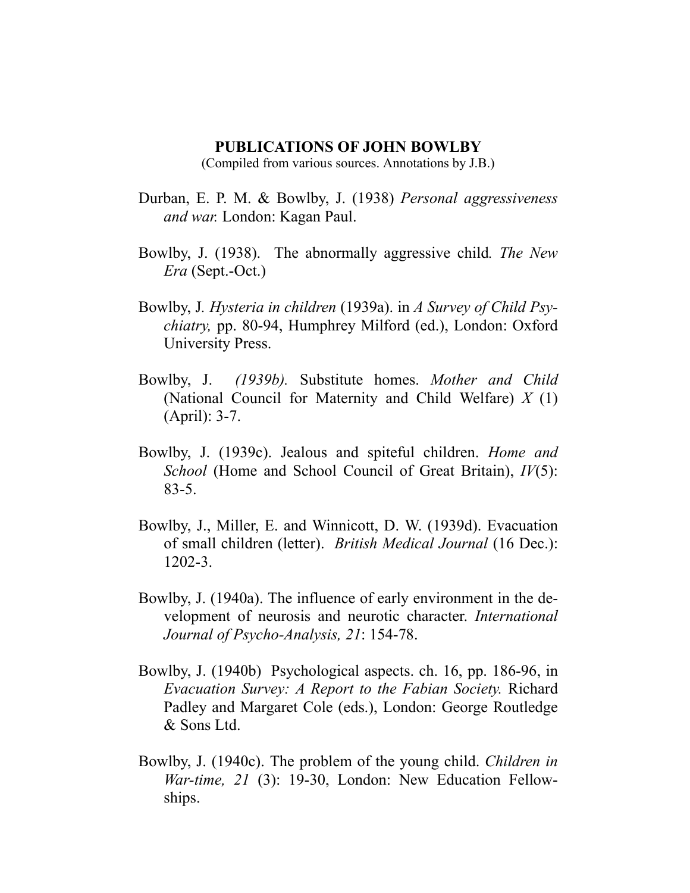## PUBLICATIONS OF JOHN BOWLBY

(Compiled from various sources. Annotations by J.B.)

Durban, E. P. M. & Bowlby, J. (1938) *Personal aggressiveness and war.* London: Kagan Paul.

Bowlby, J. (1938). The abnormally aggressive child*. The New Era* (Sept.-Oct.)

Bowlby, J. *Hysteria in children* (1939a). in *A Survey of Child Psychiatry,* pp. 80-94, Humphrey Milford (ed.), London: Oxford University Press.

Bowlby, J. *(1939b).* Substitute homes. *Mother and Child* (National Council for Maternity and Child Welfare) *X* (1) (April): 3-7.

Bowlby, J. (1939c). Jealous and spiteful children. *Home and School* (Home and School Council of Great Britain), *IV*(5): 83-5.

Bowlby, J., Miller, E. and Winnicott, D. W. (1939d). Evacuation of small children (letter). *British Medical Journal* (16 Dec.): 1202-3.

Bowlby, J. (1940a). The influence of early environment in the development of neurosis and neurotic character. *International Journal of Psycho-Analysis, 21*: 154-78.

Bowlby, J. (1940b) Psychological aspects. ch. 16, pp. 186-96, in *Evacuation Survey: A Report to the Fabian Society.* Richard Padley and Margaret Cole (eds.), London: George Routledge & Sons Ltd.

Bowlby, J. (1940c). The problem of the young child. *Children in War-time, 21* (3): 19-30, London: New Education Fellowships.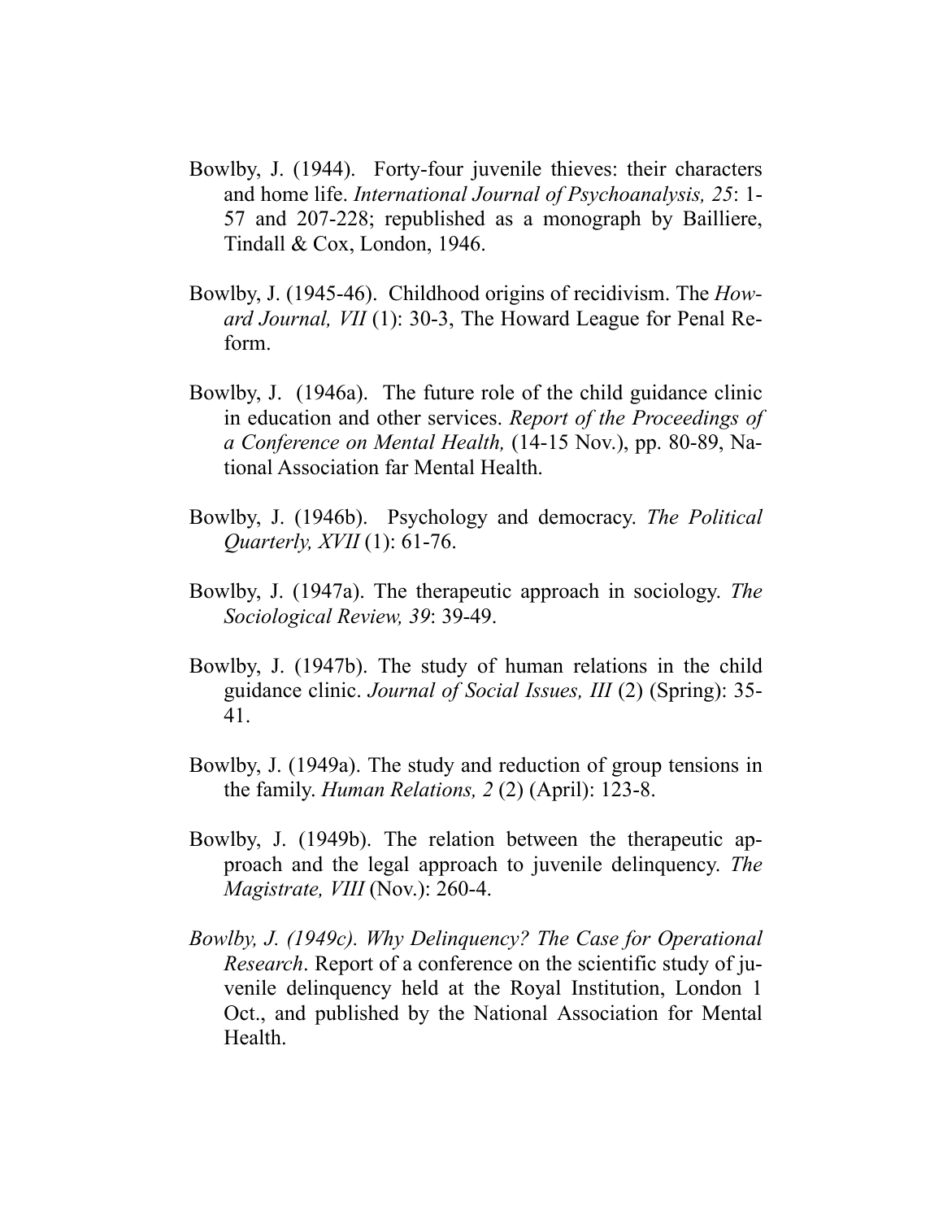Bowlby, J. (1944). Forty-four juvenile thieves: their characters and home life. *International Journal of Psychoanalysis, 25*: 1-57 and 207-228; republished as a monograph by Bailliere, Tindall & Cox, London, 1946.

Bowlby, J. (1945-46). Childhood origins of recidivism. The *Howard Journal, VII* (1): 30-3, The Howard League for Penal Reform.

Bowlby, J. (1946a). The future role of the child guidance clinic in education and other services. *Report of the Proceedings of a Conference on Mental Health,* (14-15 Nov.), pp. 80-89, National Association far Mental Health.

Bowlby, J. (1946b). Psychology and democracy. *The Political Quarterly, XVII* (1): 61-76.

Bowlby, J. (1947a). The therapeutic approach in sociology. *The Sociological Review, 39*: 39-49.

Bowlby, J. (1947b). The study of human relations in the child guidance clinic. *Journal of Social Issues, III* (2) (Spring): 35-41.

Bowlby, J. (1949a). The study and reduction of group tensions in the family. *Human Relations, 2* (2) (April): 123-8.

Bowlby, J. (1949b). The relation between the therapeutic approach and the legal approach to juvenile delinquency. *The Magistrate, VIII* (Nov.): 260-4.

*Bowlby, J. (1949c). Why Delinquency? The Case for Operational Research*. Report of a conference on the scientific study of juvenile delinquency held at the Royal Institution, London 1 Oct., and published by the National Association for Mental Health.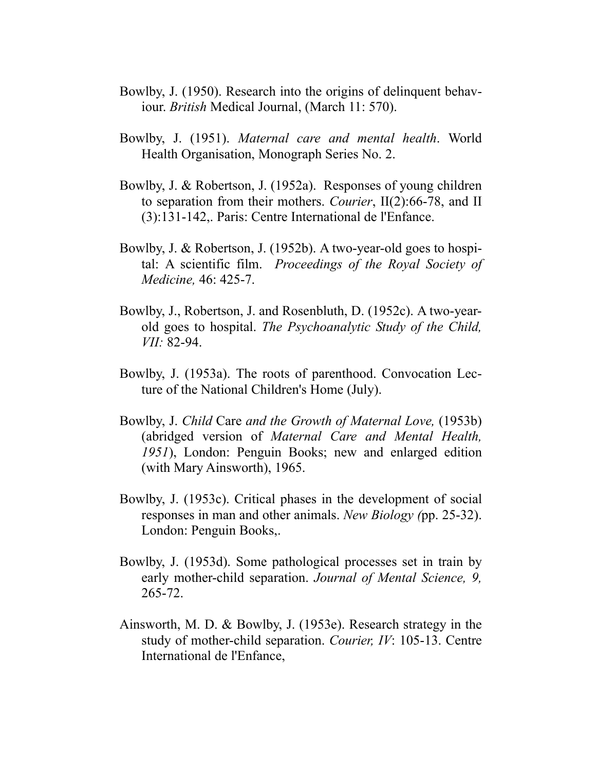Bowlby, J. (1950). Research into the origins of delinquent behaviour. *British* Medical Journal, (March 11: 570).

Bowlby, J. (1951). *Maternal care and mental health*. World Health Organisation, Monograph Series No. 2.

Bowlby, J. & Robertson, J. (1952a). Responses of young children to separation from their mothers. *Courier*, II(2):66-78, and II (3):131-142,. Paris: Centre International de l'Enfance.

Bowlby, J. & Robertson, J. (1952b). A two-year-old goes to hospital: A scientific film. *Proceedings of the Royal Society of Medicine,* 46: 425-7.

Bowlby, J., Robertson, J. and Rosenbluth, D. (1952c). A two-year-old goes to hospital. *The Psychoanalytic Study of the Child, VII:* 82-94.

Bowlby, J. (1953a). The roots of parenthood. Convocation Lecture of the National Children's Home (July).

Bowlby, J. *Child* Care *and the Growth of Maternal Love,* (1953b) (abridged version of *Maternal Care and Mental Health, 1951*), London: Penguin Books; new and enlarged edition (with Mary Ainsworth), 1965.

Bowlby, J. (1953c). Critical phases in the development of social responses in man and other animals. *New Biology (*pp. 25-32). London: Penguin Books,.

Bowlby, J. (1953d). Some pathological processes set in train by early mother-child separation. *Journal of Mental Science, 9,* 265-72.

Ainsworth, M. D. & Bowlby, J. (1953e). Research strategy in the study of mother-child separation. *Courier, IV*: 105-13. Centre International de l'Enfance,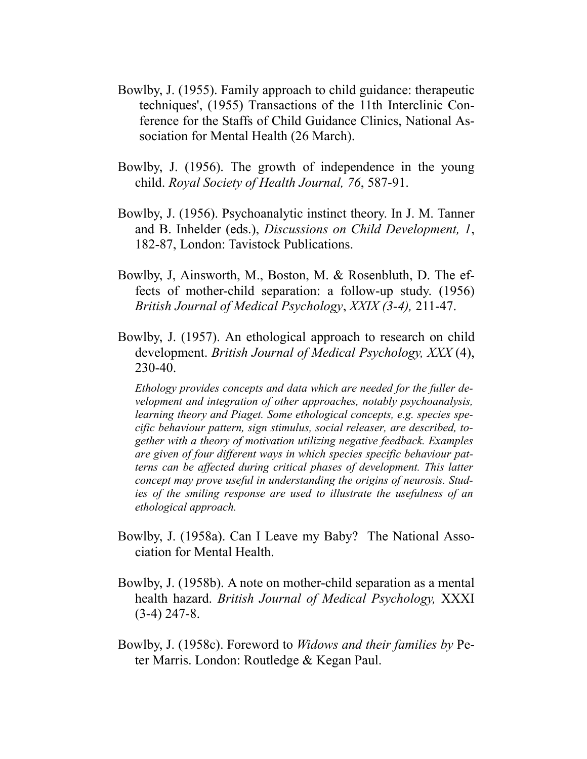Bowlby, J. (1955). Family approach to child guidance: therapeutic techniques', (1955) Transactions of the 11th Interclinic Conference for the Staffs of Child Guidance Clinics, National Association for Mental Health (26 March).

Bowlby, J. (1956). The growth of independence in the young child. *Royal Society of Health Journal, 76*, 587-91.

Bowlby, J. (1956). Psychoanalytic instinct theory. In J. M. Tanner and B. Inhelder (eds.), *Discussions on Child Development, 1*, 182-87, London: Tavistock Publications.

Bowlby, J, Ainsworth, M., Boston, M. & Rosenbluth, D. The effects of mother-child separation: a follow-up study. (1956) *British Journal of Medical Psychology*, *XXIX (3-4),* 211-47.

Bowlby, J. (1957). An ethological approach to research on child development. *British Journal of Medical Psychology, XXX* (4), 230-40.

*Ethology provides concepts and data which are needed for the fuller development and integration of other approaches, notably psychoanalysis, learning theory and Piaget. Some ethological concepts, e.g. species specific behaviour pattern, sign stimulus, social releaser, are described, together with a theory of motivation utilizing negative feedback. Examples are given of four different ways in which species specific behaviour patterns can be affected during critical phases of development. This latter concept may prove useful in understanding the origins of neurosis. Studies of the smiling response are used to illustrate the usefulness of an ethological approach.*

Bowlby, J. (1958a). Can I Leave my Baby? The National Association for Mental Health.

Bowlby, J. (1958b). A note on mother-child separation as a mental health hazard. *British Journal of Medical Psychology,* XXXI (3-4) 247-8.

Bowlby, J. (1958c). Foreword to *Widows and their families by* Peter Marris. London: Routledge & Kegan Paul.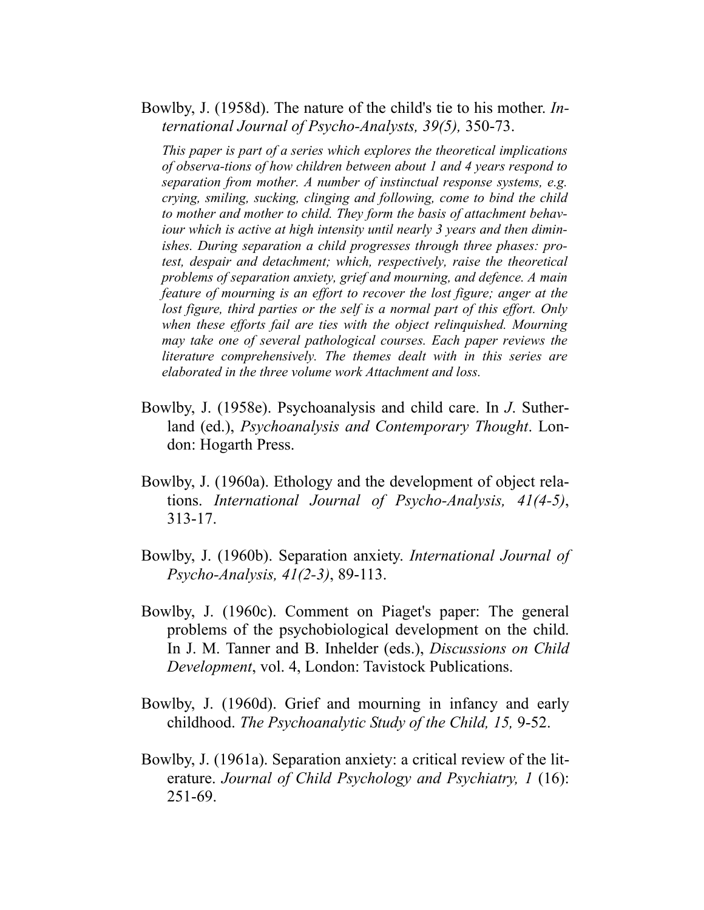Bowlby, J. (1958d). The nature of the child's tie to his mother. *International Journal of Psycho-Analysts, 39(5),* 350-73.

> *This paper is part of a series which explores the theoretical implications of observa-tions of how children between about 1 and 4 years respond to separation from mother. A number of instinctual response systems, e.g. crying, smiling, sucking, clinging and following, come to bind the child to mother and mother to child. They form the basis of attachment behaviour which is active at high intensity until nearly 3 years and then diminishes. During separation a child progresses through three phases: protest, despair and detachment; which, respectively, raise the theoretical problems of separation anxiety, grief and mourning, and defence. A main feature of mourning is an effort to recover the lost figure; anger at the lost figure, third parties or the self is a normal part of this effort. Only when these efforts fail are ties with the object relinquished. Mourning may take one of several pathological courses. Each paper reviews the literature comprehensively. The themes dealt with in this series are elaborated in the three volume work Attachment and loss.*

Bowlby, J. (1958e). Psychoanalysis and child care. In *J*. Sutherland (ed.), *Psychoanalysis and Contemporary Thought*. London: Hogarth Press.

Bowlby, J. (1960a). Ethology and the development of object relations. *International Journal of Psycho-Analysis, 41(4-5)*, 313-17.

Bowlby, J. (1960b). Separation anxiety. *International Journal of Psycho-Analysis, 41(2-3)*, 89-113.

Bowlby, J. (1960c). Comment on Piaget's paper: The general problems of the psychobiological development on the child. In J. M. Tanner and B. Inhelder (eds.), *Discussions on Child Development*, vol. 4, London: Tavistock Publications.

Bowlby, J. (1960d). Grief and mourning in infancy and early childhood. *The Psychoanalytic Study of the Child, 15,* 9-52.

Bowlby, J. (1961a). Separation anxiety: a critical review of the literature. *Journal of Child Psychology and Psychiatry, 1* (16): 251-69.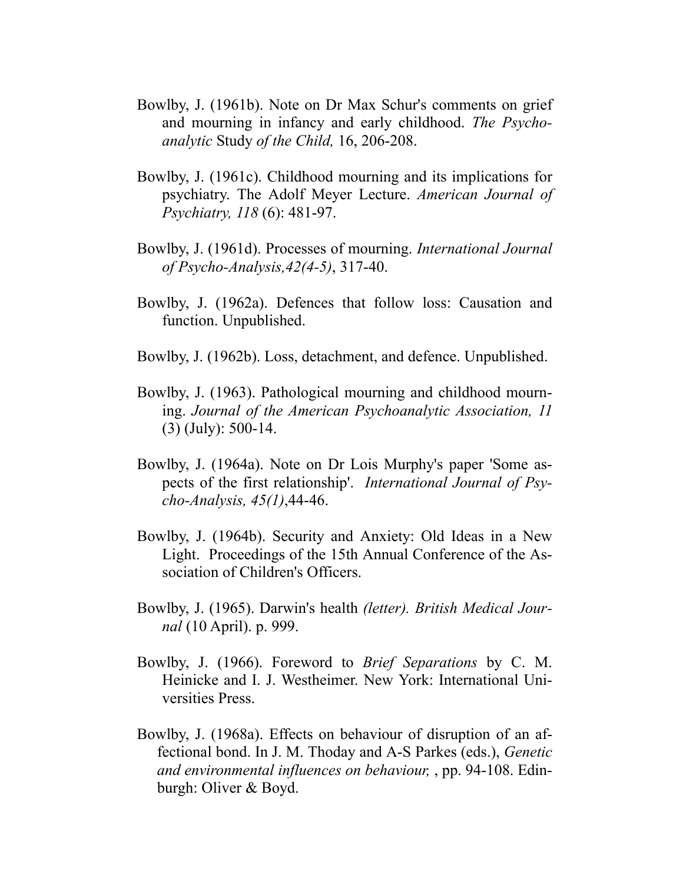Bowlby, J. (1961b). Note on Dr Max Schur's comments on grief and mourning in infancy and early childhood. *The Psychoanalytic* Study *of the Child,* 16, 206-208.

Bowlby, J. (1961c). Childhood mourning and its implications for psychiatry. The Adolf Meyer Lecture. *American Journal of Psychiatry, 118* (6): 481-97.

Bowlby, J. (1961d). Processes of mourning. *International Journal of Psycho-Analysis,42(4-5)*, 317-40.

Bowlby, J. (1962a). Defences that follow loss: Causation and function. Unpublished.

Bowlby, J. (1962b). Loss, detachment, and defence. Unpublished.

Bowlby, J. (1963). Pathological mourning and childhood mourning. *Journal of the American Psychoanalytic Association, 11* (3) (July): 500-14.

Bowlby, J. (1964a). Note on Dr Lois Murphy's paper 'Some aspects of the first relationship'. *International Journal of Psycho-Analysis, 45(1)*,44-46.

Bowlby, J. (1964b). Security and Anxiety: Old Ideas in a New Light. Proceedings of the 15th Annual Conference of the Association of Children's Officers.

Bowlby, J. (1965). Darwin's health *(letter). British Medical Journal* (10 April). p. 999.

Bowlby, J. (1966). Foreword to *Brief Separations* by C. M. Heinicke and I. J. Westheimer. New York: International Universities Press.

Bowlby, J. (1968a). Effects on behaviour of disruption of an affectional bond. In J. M. Thoday and A-S Parkes (eds.), *Genetic and environmental influences on behaviour,* , pp. 94-108. Edinburgh: Oliver & Boyd.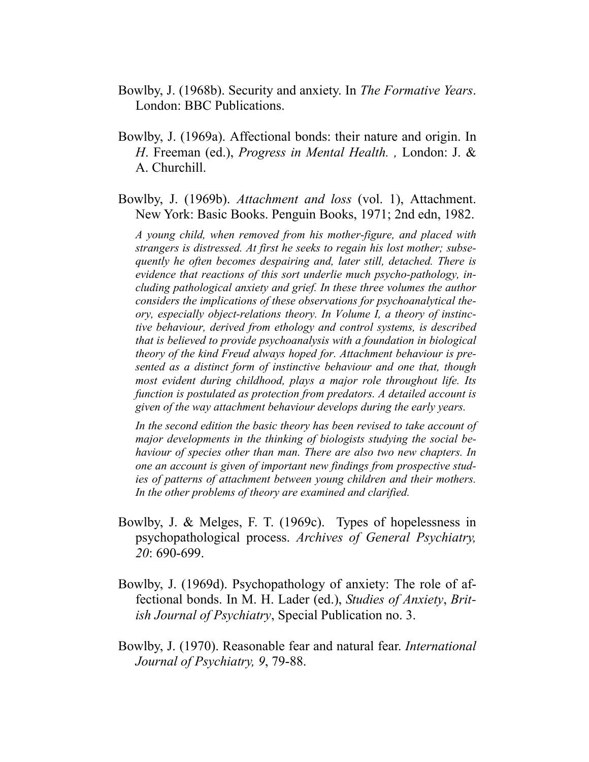Bowlby, J. (1968b). Security and anxiety. In *The Formative Years*. London: BBC Publications.

Bowlby, J. (1969a). Affectional bonds: their nature and origin. In *H*. Freeman (ed.), *Progress in Mental Health. ,* London: J. & A. Churchill.

Bowlby, J. (1969b). *Attachment and loss* (vol. 1), Attachment. New York: Basic Books. Penguin Books, 1971; 2nd edn, 1982.

*A young child, when removed from his mother-figure, and placed with strangers is distressed. At first he seeks to regain his lost mother; subsequently he often becomes despairing and, later still, detached. There is evidence that reactions of this sort underlie much psycho-pathology, including pathological anxiety and grief. In these three volumes the author considers the implications of these observations for psychoanalytical theory, especially object-relations theory. In Volume I, a theory of instinctive behaviour, derived from ethology and control systems, is described that is believed to provide psychoanalysis with a foundation in biological theory of the kind Freud always hoped for. Attachment behaviour is presented as a distinct form of instinctive behaviour and one that, though most evident during childhood, plays a major role throughout life. Its function is postulated as protection from predators. A detailed account is given of the way attachment behaviour develops during the early years.*

*In the second edition the basic theory has been revised to take account of major developments in the thinking of biologists studying the social behaviour of species other than man. There are also two new chapters. In one an account is given of important new findings from prospective studies of patterns of attachment between young children and their mothers. In the other problems of theory are examined and clarified.*

Bowlby, J. & Melges, F. T. (1969c). Types of hopelessness in psychopathological process. *Archives of General Psychiatry, 20*: 690-699.

Bowlby, J. (1969d). Psychopathology of anxiety: The role of affectional bonds. In M. H. Lader (ed.), *Studies of Anxiety*, *British Journal of Psychiatry*, Special Publication no. 3.

Bowlby, J. (1970). Reasonable fear and natural fear. *International Journal of Psychiatry, 9*, 79-88.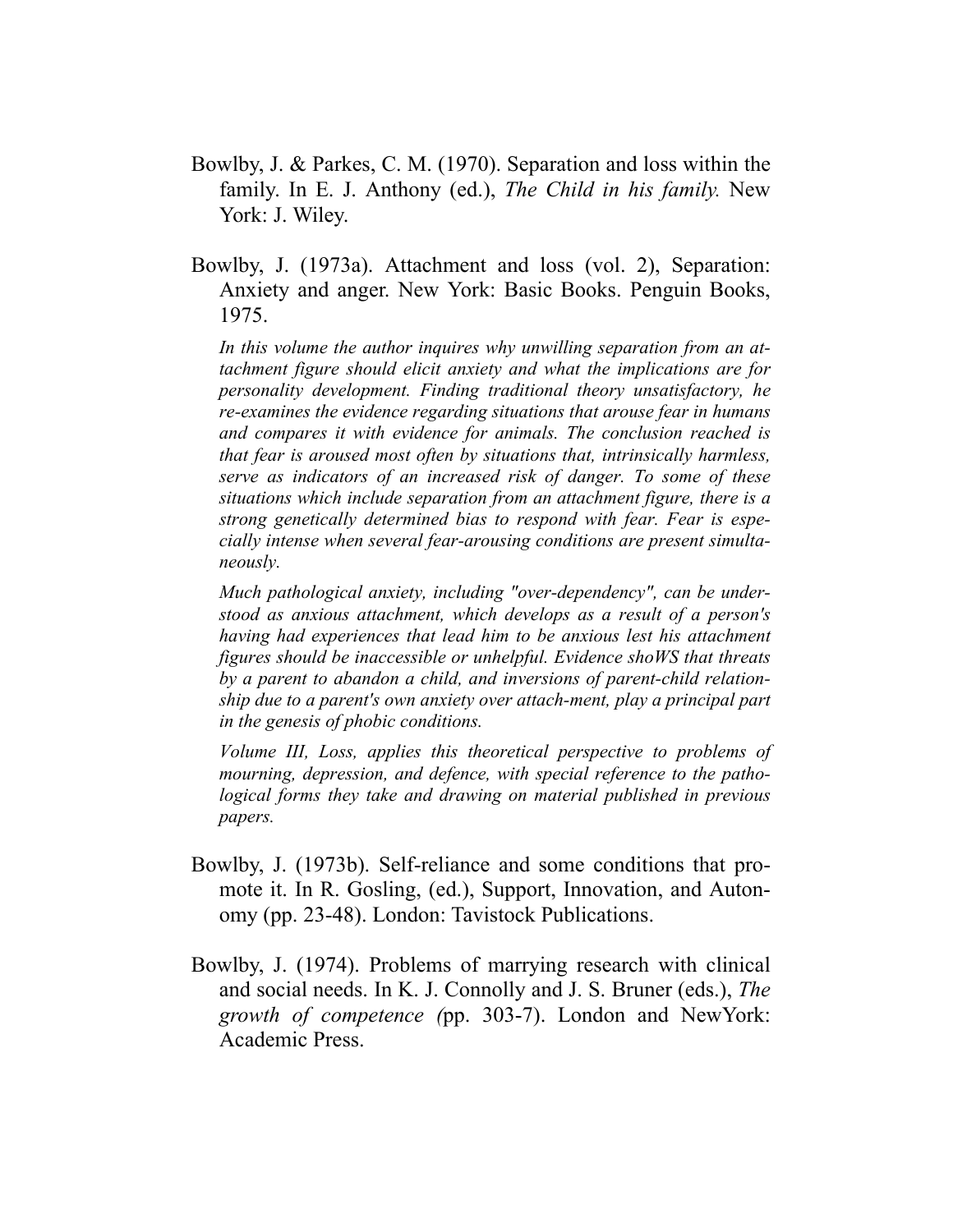Bowlby, J. & Parkes, C. M. (1970). Separation and loss within the family. In E. J. Anthony (ed.), *The Child in his family.* New York: J. Wiley.

Bowlby, J. (1973a). Attachment and loss (vol. 2), Separation: Anxiety and anger. New York: Basic Books. Penguin Books, 1975.

*In this volume the author inquires why unwilling separation from an attachment figure should elicit anxiety and what the implications are for personality development. Finding traditional theory unsatisfactory, he re-examines the evidence regarding situations that arouse fear in humans and compares it with evidence for animals. The conclusion reached is that fear is aroused most often by situations that, intrinsically harmless, serve as indicators of an increased risk of danger. To some of these situations which include separation from an attachment figure, there is a strong genetically determined bias to respond with fear. Fear is especially intense when several fear-arousing conditions are present simultaneously.*

*Much pathological anxiety, including "over-dependency", can be understood as anxious attachment, which develops as a result of a person's having had experiences that lead him to be anxious lest his attachment figures should be inaccessible or unhelpful. Evidence shoWS that threats by a parent to abandon a child, and inversions of parent-child relationship due to a parent's own anxiety over attach-ment, play a principal part in the genesis of phobic conditions.*

*Volume III, Loss, applies this theoretical perspective to problems of mourning, depression, and defence, with special reference to the pathological forms they take and drawing on material published in previous papers.*

Bowlby, J. (1973b). Self-reliance and some conditions that promote it. In R. Gosling, (ed.), Support, Innovation, and Autonomy (pp. 23-48). London: Tavistock Publications.

Bowlby, J. (1974). Problems of marrying research with clinical and social needs. In K. J. Connolly and J. S. Bruner (eds.), *The growth of competence (*pp. 303-7). London and NewYork: Academic Press.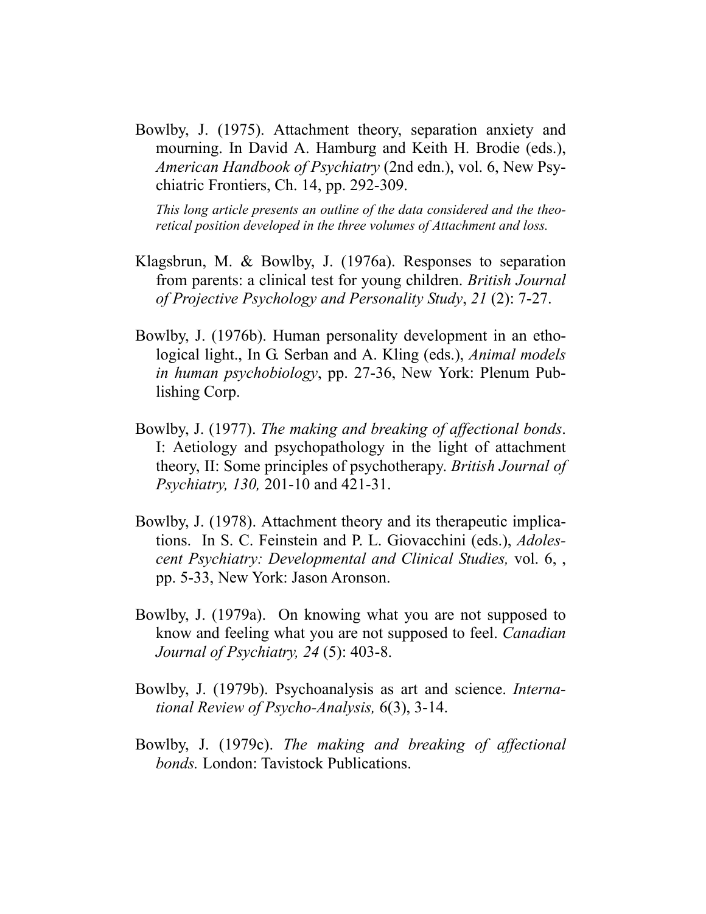Bowlby, J. (1975). Attachment theory, separation anxiety and mourning. In David A. Hamburg and Keith H. Brodie (eds.), *American Handbook of Psychiatry* (2nd edn.), vol. 6, New Psychiatric Frontiers, Ch. 14, pp. 292-309.

*This long article presents an outline of the data considered and the theoretical position developed in the three volumes of Attachment and loss.*

Klagsbrun, M. & Bowlby, J. (1976a). Responses to separation from parents: a clinical test for young children. *British Journal of Projective Psychology and Personality Study*, *21* (2): 7-27.

Bowlby, J. (1976b). Human personality development in an ethological light., In G. Serban and A. Kling (eds.), *Animal models in human psychobiology*, pp. 27-36, New York: Plenum Publishing Corp.

Bowlby, J. (1977). *The making and breaking of affectional bonds*. I: Aetiology and psychopathology in the light of attachment theory, II: Some principles of psychotherapy. *British Journal of Psychiatry, 130,* 201-10 and 421-31.

Bowlby, J. (1978). Attachment theory and its therapeutic implications. In S. C. Feinstein and P. L. Giovacchini (eds.), *Adolescent Psychiatry: Developmental and Clinical Studies,* vol. 6, , pp. 5-33, New York: Jason Aronson.

Bowlby, J. (1979a). On knowing what you are not supposed to know and feeling what you are not supposed to feel. *Canadian Journal of Psychiatry, 24* (5): 403-8.

Bowlby, J. (1979b). Psychoanalysis as art and science. *International Review of Psycho-Analysis,* 6(3), 3-14.

Bowlby, J. (1979c). *The making and breaking of affectional bonds.* London: Tavistock Publications.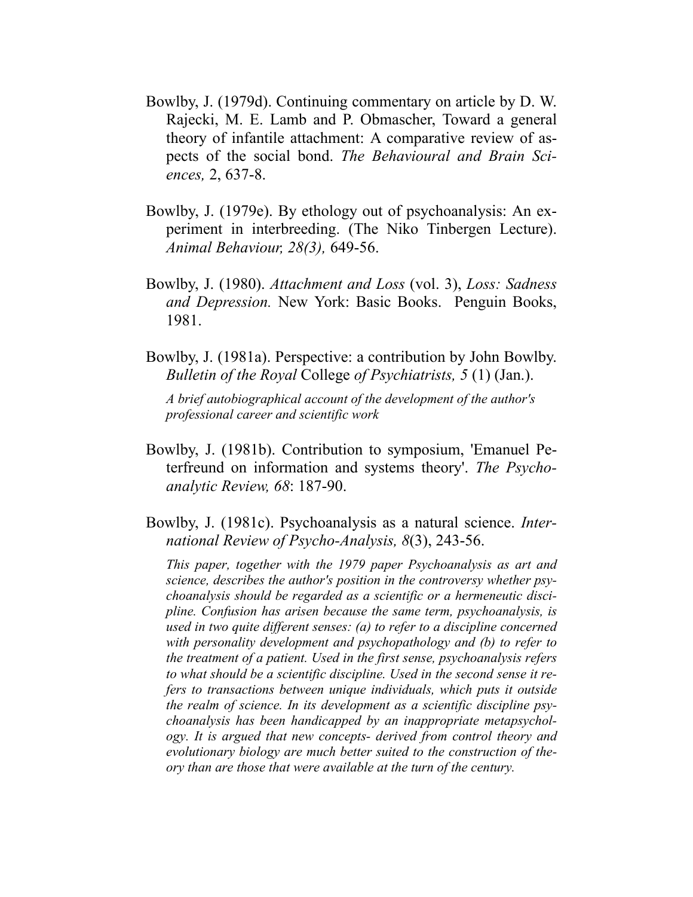Bowlby, J. (1979d). Continuing commentary on article by D. W. Rajecki, M. E. Lamb and P. Obmascher, Toward a general theory of infantile attachment: A comparative review of aspects of the social bond. *The Behavioural and Brain Sciences,* 2, 637-8.

Bowlby, J. (1979e). By ethology out of psychoanalysis: An experiment in interbreeding. (The Niko Tinbergen Lecture). *Animal Behaviour, 28(3),* 649-56.

Bowlby, J. (1980). *Attachment and Loss* (vol. 3), *Loss: Sadness and Depression.* New York: Basic Books. Penguin Books, 1981.

Bowlby, J. (1981a). Perspective: a contribution by John Bowlby. *Bulletin of the Royal* College *of Psychiatrists, 5* (1) (Jan.).

*A brief autobiographical account of the development of the author's professional career and scientific work*

Bowlby, J. (1981b). Contribution to symposium, 'Emanuel Peterfreund on information and systems theory'. *The Psychoanalytic Review, 68*: 187-90.

Bowlby, J. (1981c). Psychoanalysis as a natural science. *International Review of Psycho-Analysis, 8*(3), 243-56.

*This paper, together with the 1979 paper Psychoanalysis as art and science, describes the author's position in the controversy whether psychoanalysis should be regarded as a scientific or a hermeneutic discipline. Confusion has arisen because the same term, psychoanalysis, is used in two quite different senses: (a) to refer to a discipline concerned with personality development and psychopathology and (b) to refer to the treatment of a patient. Used in the first sense, psychoanalysis refers to what should be a scientific discipline. Used in the second sense it refers to transactions between unique individuals, which puts it outside the realm of science. In its development as a scientific discipline psychoanalysis has been handicapped by an inappropriate metapsychology. It is argued that new concepts- derived from control theory and evolutionary biology are much better suited to the construction of theory than are those that were available at the turn of the century.*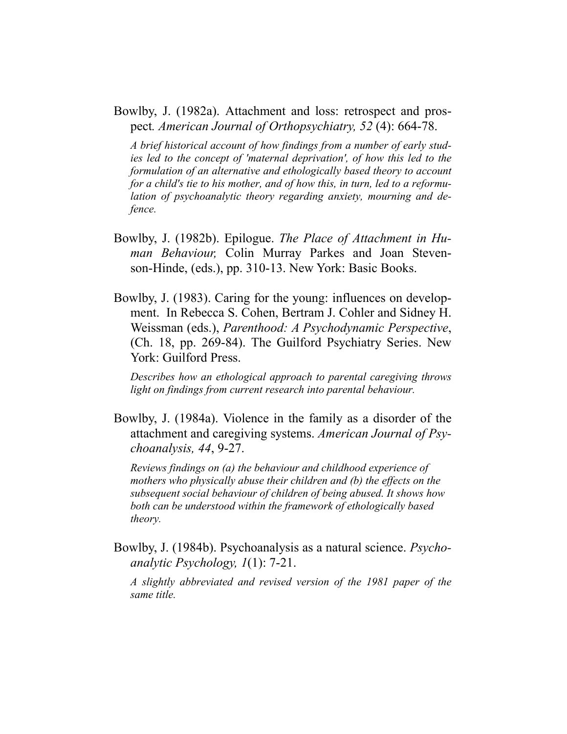Bowlby, J. (1982a). Attachment and loss: retrospect and prospect. *American Journal of Orthopsychiatry, 52* (4): 664-78.

*A brief historical account of how findings from a number of early studies led to the concept of 'maternal deprivation', of how this led to the formulation of an alternative and ethologically based theory to account for a child's tie to his mother, and of how this, in turn, led to a reformulation of psychoanalytic theory regarding anxiety, mourning and defence.*

Bowlby, J. (1982b). Epilogue. *The Place of Attachment in Human Behaviour,* Colin Murray Parkes and Joan Stevenson-Hinde, (eds.), pp. 310-13. New York: Basic Books.

Bowlby, J. (1983). Caring for the young: influences on development. In Rebecca S. Cohen, Bertram J. Cohler and Sidney H. Weissman (eds.), *Parenthood: A Psychodynamic Perspective*, (Ch. 18, pp. 269-84). The Guilford Psychiatry Series. New York: Guilford Press.

*Describes how an ethological approach to parental caregiving throws light on findings from current research into parental behaviour.*

Bowlby, J. (1984a). Violence in the family as a disorder of the attachment and caregiving systems. *American Journal of Psychoanalysis, 44*, 9-27.

*Reviews findings on (a) the behaviour and childhood experience of mothers who physically abuse their children and (b) the effects on the subsequent social behaviour of children of being abused. It shows how both can be understood within the framework of ethologically based theory.*

Bowlby, J. (1984b). Psychoanalysis as a natural science. *Psychoanalytic Psychology, 1*(1): 7-21.

*A slightly abbreviated and revised version of the 1981 paper of the same title.*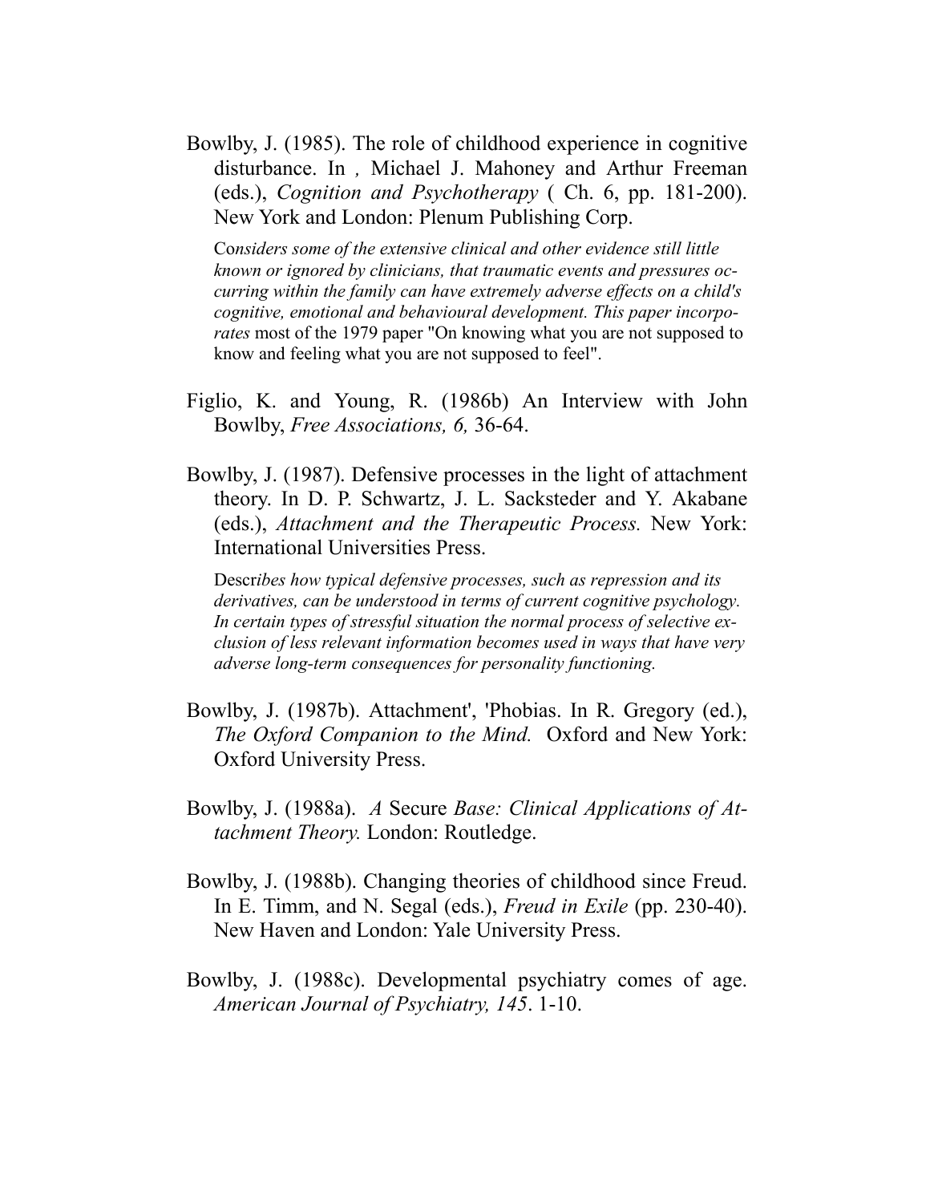Bowlby, J. (1985). The role of childhood experience in cognitive disturbance. In , Michael J. Mahoney and Arthur Freeman (eds.), *Cognition and Psychotherapy* ( Ch. 6, pp. 181-200). New York and London: Plenum Publishing Corp.

Co*nsiders some of the extensive clinical and other evidence still little known or ignored by clinicians, that traumatic events and pressures occurring within the family can have extremely adverse effects on a child's cognitive, emotional and behavioural development. This paper incorporates* most of the 1979 paper "On knowing what you are not supposed to know and feeling what you are not supposed to feel".

Figlio, K. and Young, R. (1986b) An Interview with John Bowlby, *Free Associations, 6,* 36-64.

Bowlby, J. (1987). Defensive processes in the light of attachment theory. In D. P. Schwartz, J. L. Sacksteder and Y. Akabane (eds.), *Attachment and the Therapeutic Process.* New York: International Universities Press.

Descr*ibes how typical defensive processes, such as repression and its derivatives, can be understood in terms of current cognitive psychology. In certain types of stressful situation the normal process of selective exclusion of less relevant information becomes used in ways that have very adverse long-term consequences for personality functioning.*

Bowlby, J. (1987b). Attachment', 'Phobias. In R. Gregory (ed.), *The Oxford Companion to the Mind.* Oxford and New York: Oxford University Press.

Bowlby, J. (1988a). *A* Secure *Base: Clinical Applications of Attachment Theory.* London: Routledge.

Bowlby, J. (1988b). Changing theories of childhood since Freud. In E. Timm, and N. Segal (eds.), *Freud in Exile* (pp. 230-40). New Haven and London: Yale University Press.

Bowlby, J. (1988c). Developmental psychiatry comes of age. *American Journal of Psychiatry, 145*. 1-10.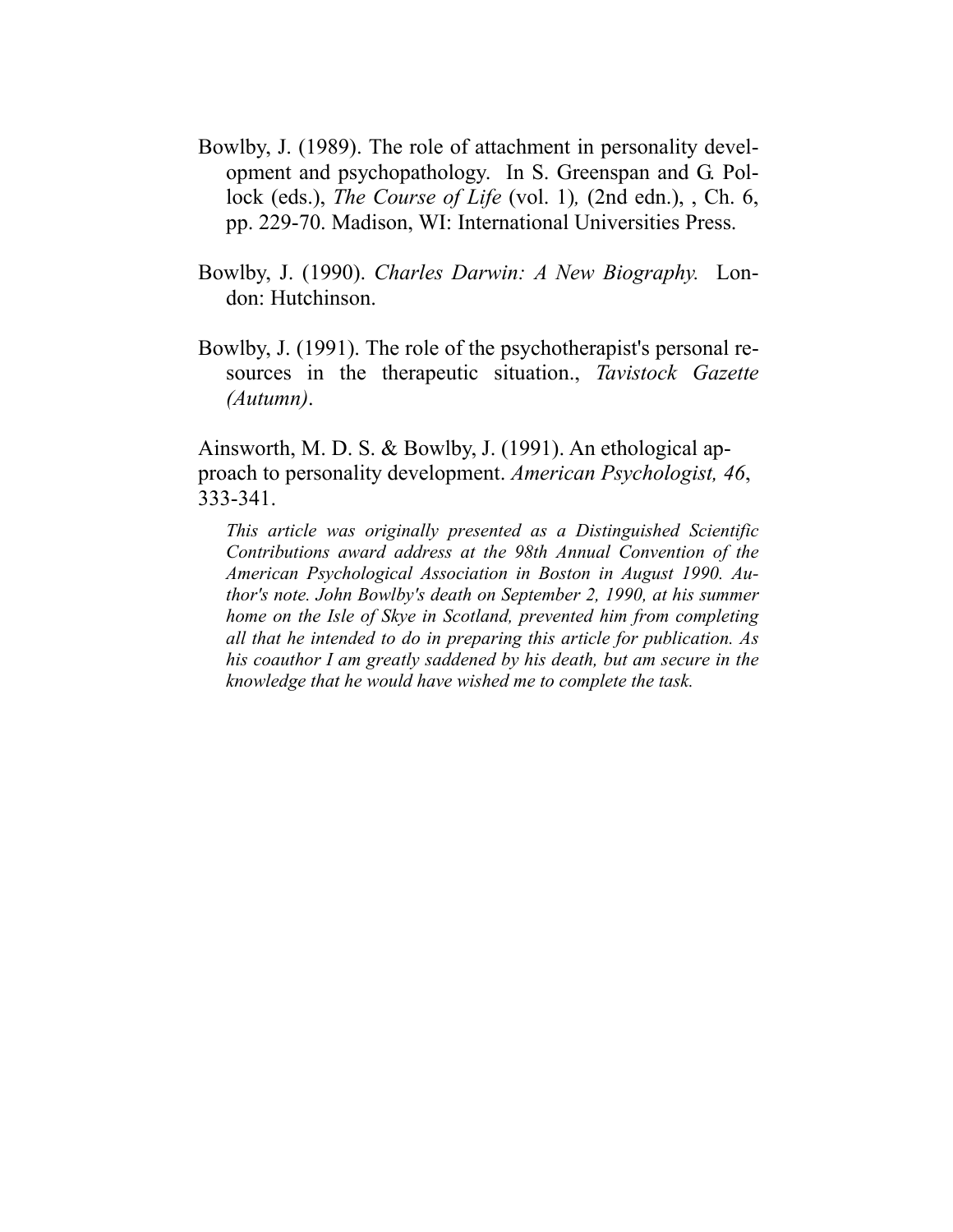Bowlby, J. (1989). The role of attachment in personality development and psychopathology. In S. Greenspan and G. Pollock (eds.), *The Course of Life* (vol. 1), (2nd edn.), , Ch. 6, pp. 229-70. Madison, WI: International Universities Press.

Bowlby, J. (1990). *Charles Darwin: A New Biography.* London: Hutchinson.

Bowlby, J. (1991). The role of the psychotherapist's personal resources in the therapeutic situation., *Tavistock Gazette (Autumn)*.

Ainsworth, M. D. S. & Bowlby, J. (1991). An ethological approach to personality development. *American Psychologist, 46*, 333-341.

*This article was originally presented as a Distinguished Scientific Contributions award address at the 98th Annual Convention of the American Psychological Association in Boston in August 1990. Author's note. John Bowlby's death on September 2, 1990, at his summer home on the Isle of Skye in Scotland, prevented him from completing all that he intended to do in preparing this article for publication. As his coauthor I am greatly saddened by his death, but am secure in the knowledge that he would have wished me to complete the task.*